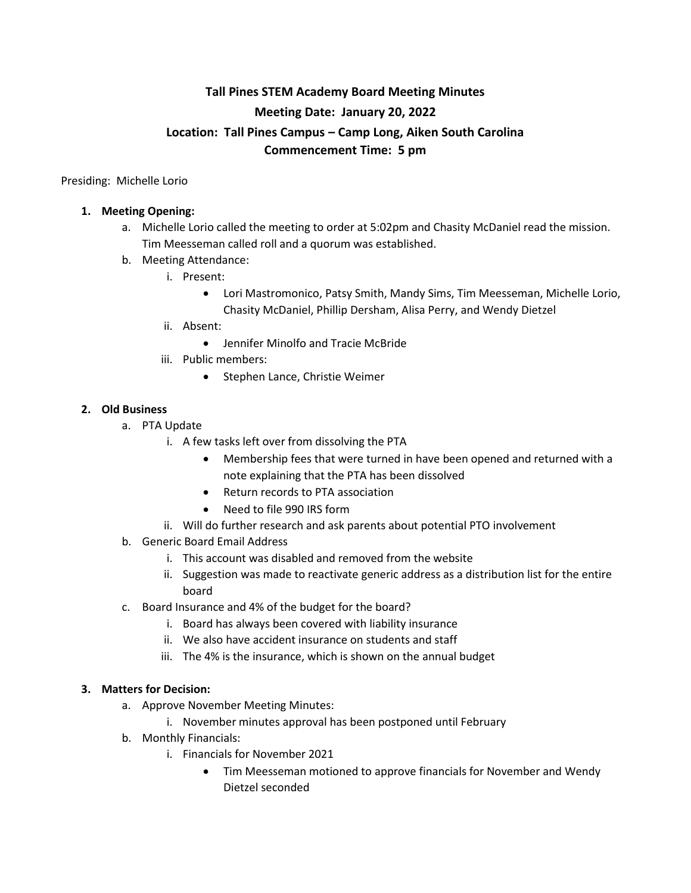# Tall Pines STEM Academy Board Meeting Minutes

## Meeting Date: January 20, 2022

## Location: Tall Pines Campus – Camp Long, Aiken South Carolina

## Commencement Time: 5 pm

Presiding: Michelle Lorio

1. **Meeting Opening:**
   a. Michelle Lorio called the meeting to order at 5:02pm and Chasity McDaniel read the mission. Tim Meesseman called roll and a quorum was established.
   b. Meeting Attendance:
      i. Present:
         - Lori Mastromonico, Patsy Smith, Mandy Sims, Tim Meesseman, Michelle Lorio, Chasity McDaniel, Phillip Dersham, Alisa Perry, and Wendy Dietzel
      ii. Absent:
         - Jennifer Minolfo and Tracie McBride
      iii. Public members:
         - Stephen Lance, Christie Weimer

2. **Old Business**
   a. PTA Update
      i. A few tasks left over from dissolving the PTA
         - Membership fees that were turned in have been opened and returned with a note explaining that the PTA has been dissolved
         - Return records to PTA association
         - Need to file 990 IRS form
      ii. Will do further research and ask parents about potential PTO involvement
   b. Generic Board Email Address
      i. This account was disabled and removed from the website
      ii. Suggestion was made to reactivate generic address as a distribution list for the entire board
   c. Board Insurance and 4% of the budget for the board?
      i. Board has always been covered with liability insurance
      ii. We also have accident insurance on students and staff
      iii. The 4% is the insurance, which is shown on the annual budget

3. **Matters for Decision:**
   a. Approve November Meeting Minutes:
      i. November minutes approval has been postponed until February
   b. Monthly Financials:
      i. Financials for November 2021
         - Tim Meesseman motioned to approve financials for November and Wendy Dietzel seconded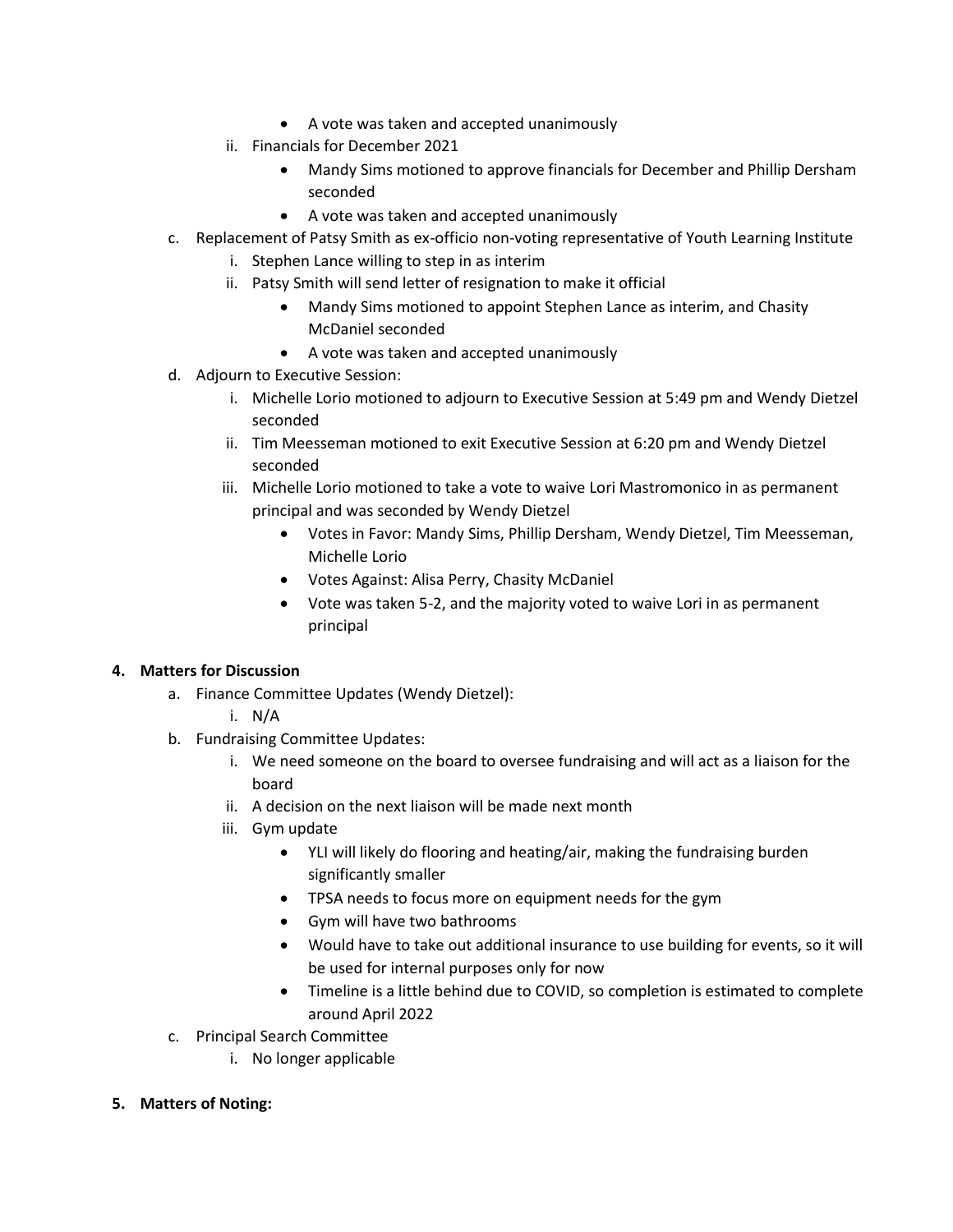- A vote was taken and accepted unanimously

ii. Financials for December 2021

- Mandy Sims motioned to approve financials for December and Phillip Dersham seconded
- A vote was taken and accepted unanimously

c. Replacement of Patsy Smith as ex-officio non-voting representative of Youth Learning Institute

i. Stephen Lance willing to step in as interim

ii. Patsy Smith will send letter of resignation to make it official

- Mandy Sims motioned to appoint Stephen Lance as interim, and Chasity McDaniel seconded
- A vote was taken and accepted unanimously

d. Adjourn to Executive Session:

i. Michelle Lorio motioned to adjourn to Executive Session at 5:49 pm and Wendy Dietzel seconded

ii. Tim Meesseman motioned to exit Executive Session at 6:20 pm and Wendy Dietzel seconded

iii. Michelle Lorio motioned to take a vote to waive Lori Mastromonico in as permanent principal and was seconded by Wendy Dietzel

- Votes in Favor: Mandy Sims, Phillip Dersham, Wendy Dietzel, Tim Meesseman, Michelle Lorio
- Votes Against: Alisa Perry, Chasity McDaniel
- Vote was taken 5-2, and the majority voted to waive Lori in as permanent principal

**4. Matters for Discussion**

a. Finance Committee Updates (Wendy Dietzel):

i. N/A

b. Fundraising Committee Updates:

i. We need someone on the board to oversee fundraising and will act as a liaison for the board

ii. A decision on the next liaison will be made next month

iii. Gym update

- YLI will likely do flooring and heating/air, making the fundraising burden significantly smaller
- TPSA needs to focus more on equipment needs for the gym
- Gym will have two bathrooms
- Would have to take out additional insurance to use building for events, so it will be used for internal purposes only for now
- Timeline is a little behind due to COVID, so completion is estimated to complete around April 2022

c. Principal Search Committee

i. No longer applicable

**5. Matters of Noting:**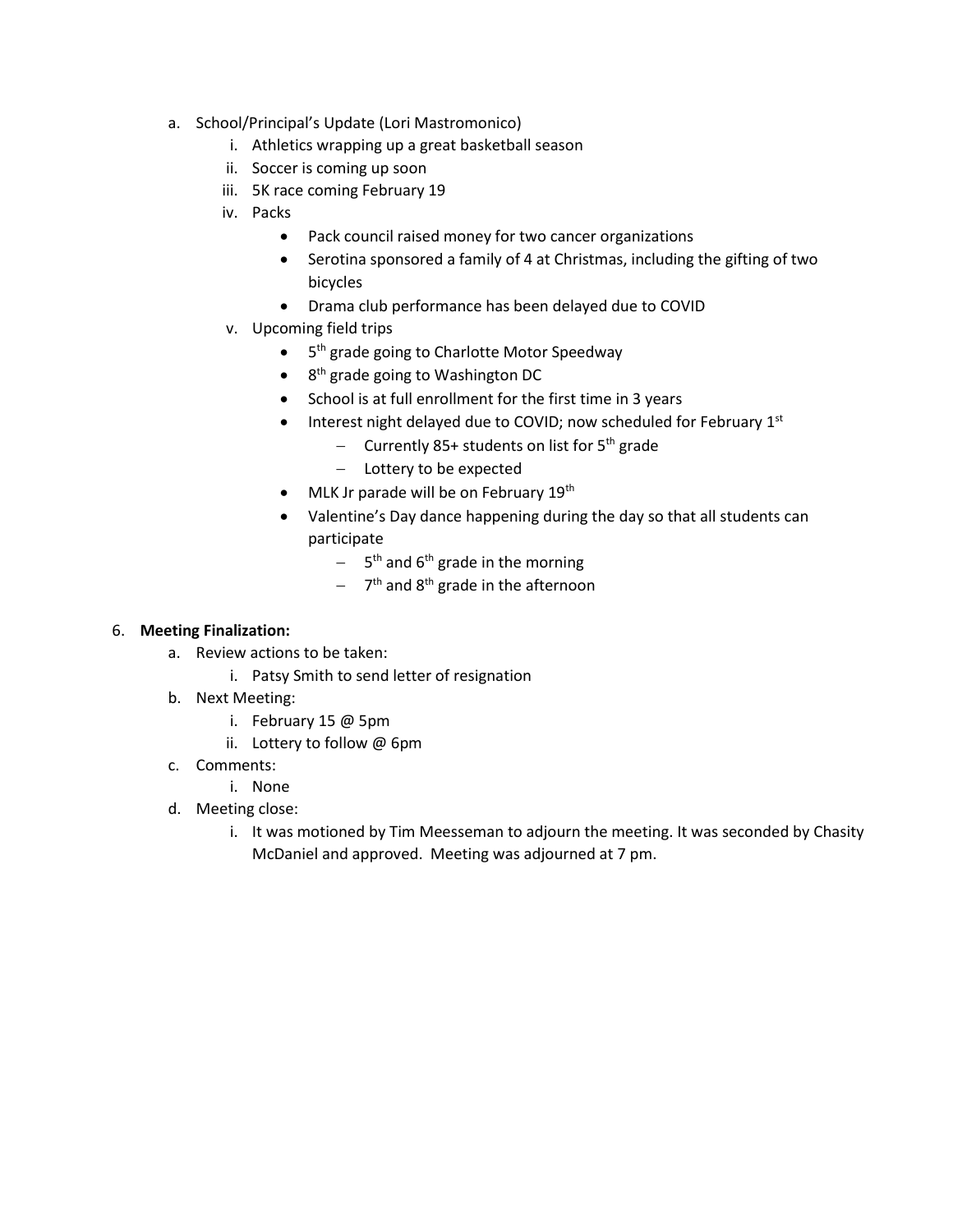a. School/Principal's Update (Lori Mastromonico)
   i. Athletics wrapping up a great basketball season
   ii. Soccer is coming up soon
   iii. 5K race coming February 19
   iv. Packs
      - Pack council raised money for two cancer organizations
      - Serotina sponsored a family of 4 at Christmas, including the gifting of two bicycles
      - Drama club performance has been delayed due to COVID
   v. Upcoming field trips
      - 5th grade going to Charlotte Motor Speedway
      - 8th grade going to Washington DC
      - School is at full enrollment for the first time in 3 years
      - Interest night delayed due to COVID; now scheduled for February 1st
         - Currently 85+ students on list for 5th grade
         - Lottery to be expected
      - MLK Jr parade will be on February 19th
      - Valentine's Day dance happening during the day so that all students can participate
         - 5th and 6th grade in the morning
         - 7th and 8th grade in the afternoon

6. **Meeting Finalization:**
   a. Review actions to be taken:
      i. Patsy Smith to send letter of resignation
   b. Next Meeting:
      i. February 15 @ 5pm
      ii. Lottery to follow @ 6pm
   c. Comments:
      i. None
   d. Meeting close:
      i. It was motioned by Tim Meesseman to adjourn the meeting. It was seconded by Chasity McDaniel and approved. Meeting was adjourned at 7 pm.